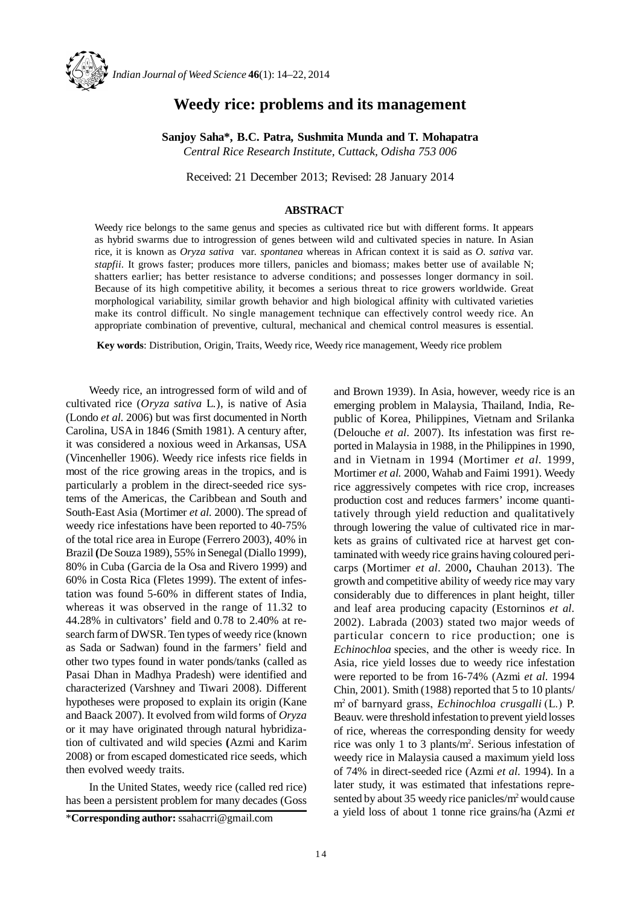# Weedy rice: problems and its management

**Sanjoy Saha\*, B.C. Patra, Sushmita Munda and T. Mohapatra**

*Central Rice Research Institute, Cuttack, Odisha 753 006*

Received: 21 December 2013; Revised: 28 January 2014

## ABSTRACT

Weedy rice belongs to the same genus and species as cultivated rice but with different forms. It appears as hybrid swarms due to introgression of genes between wild and cultivated species in nature. In Asian rice, it is known as *Oryza sativa* var. *spontanea* whereas in African context it is said as *O. sativa* var. *stapfii*. It grows faster; produces more tillers, panicles and biomass; makes better use of available N; shatters earlier; has better resistance to adverse conditions; and possesses longer dormancy in soil. Because of its high competitive ability, it becomes a serious threat to rice growers worldwide. Great morphological variability, similar growth behavior and high biological affinity with cultivated varieties make its control difficult. No single management technique can effectively control weedy rice. An appropriate combination of preventive, cultural, mechanical and chemical control measures is essential.

**Key words**: Distribution, Origin, Traits, Weedy rice, Weedy rice management, Weedy rice problem

Weedy rice, an introgressed form of wild and of cultivated rice (*Oryza sativa* L.), is native of Asia (Londo *et al.* 2006) but was first documented in North Carolina, USA in 1846 (Smith 1981). A century after, it was considered a noxious weed in Arkansas, USA (Vincenheller 1906). Weedy rice infests rice fields in most of the rice growing areas in the tropics, and is particularly a problem in the direct-seeded rice systems of the Americas, the Caribbean and South and South-East Asia (Mortimer *et al.* 2000). The spread of weedy rice infestations have been reported to 40-75% of the total rice area in Europe (Ferrero 2003), 40% in Brazil **(**De Souza 1989), 55% in Senegal (Diallo 1999), 80% in Cuba (Garcia de la Osa and Rivero 1999) and 60% in Costa Rica (Fletes 1999). The extent of infestation was found 5-60% in different states of India, whereas it was observed in the range of 11.32 to 44.28% in cultivators' field and 0.78 to 2.40% at research farm of DWSR. Ten types of weedy rice (known as Sada or Sadwan) found in the farmers' field and other two types found in water ponds/tanks (called as Pasai Dhan in Madhya Pradesh) were identified and characterized (Varshney and Tiwari 2008). Different hypotheses were proposed to explain its origin (Kane and Baack 2007). It evolved from wild forms of *Oryza* or it may have originated through natural hybridization of cultivated and wild species **(**Azmi and Karim 2008) or from escaped domesticated rice seeds, which then evolved weedy traits.

In the United States, weedy rice (called red rice) has been a persistent problem for many decades (Goss and Brown 1939). In Asia, however, weedy rice is an emerging problem in Malaysia, Thailand, India, Republic of Korea, Philippines, Vietnam and Srilanka (Delouche *et al.* 2007). Its infestation was first reported in Malaysia in 1988, in the Philippines in 1990, and in Vietnam in 1994 (Mortimer *et al.* 1999, Mortimer *et al.* 2000, Wahab and Faimi 1991). Weedy rice aggressively competes with rice crop, increases production cost and reduces farmers' income quantitatively through yield reduction and qualitatively through lowering the value of cultivated rice in markets as grains of cultivated rice at harvest get contaminated with weedy rice grains having coloured pericarps (Mortimer *et al.* 2000**,** Chauhan 2013). The growth and competitive ability of weedy rice may vary considerably due to differences in plant height, tiller and leaf area producing capacity (Estorninos *et al.* 2002). Labrada (2003) stated two major weeds of particular concern to rice production; one is *Echinochloa* species, and the other is weedy rice. In Asia, rice yield losses due to weedy rice infestation were reported to be from 16-74% (Azmi *et al.* 1994 Chin, 2001). Smith (1988) reported that 5 to 10 plants/m$^2$ of barnyard grass, *Echinochloa crusgalli* (L.) P. Beauv. were threshold infestation to prevent yield losses of rice, whereas the corresponding density for weedy rice was only 1 to 3 plants/m$^2$. Serious infestation of weedy rice in Malaysia caused a maximum yield loss of 74% in direct-seeded rice (Azmi *et al.* 1994). In a later study, it was estimated that infestations represented by about 35 weedy rice panicles/m$^2$ would cause a yield loss of about 1 tonne rice grains/ha (Azmi *et*

\***Corresponding author:** ssahacrri@gmail.com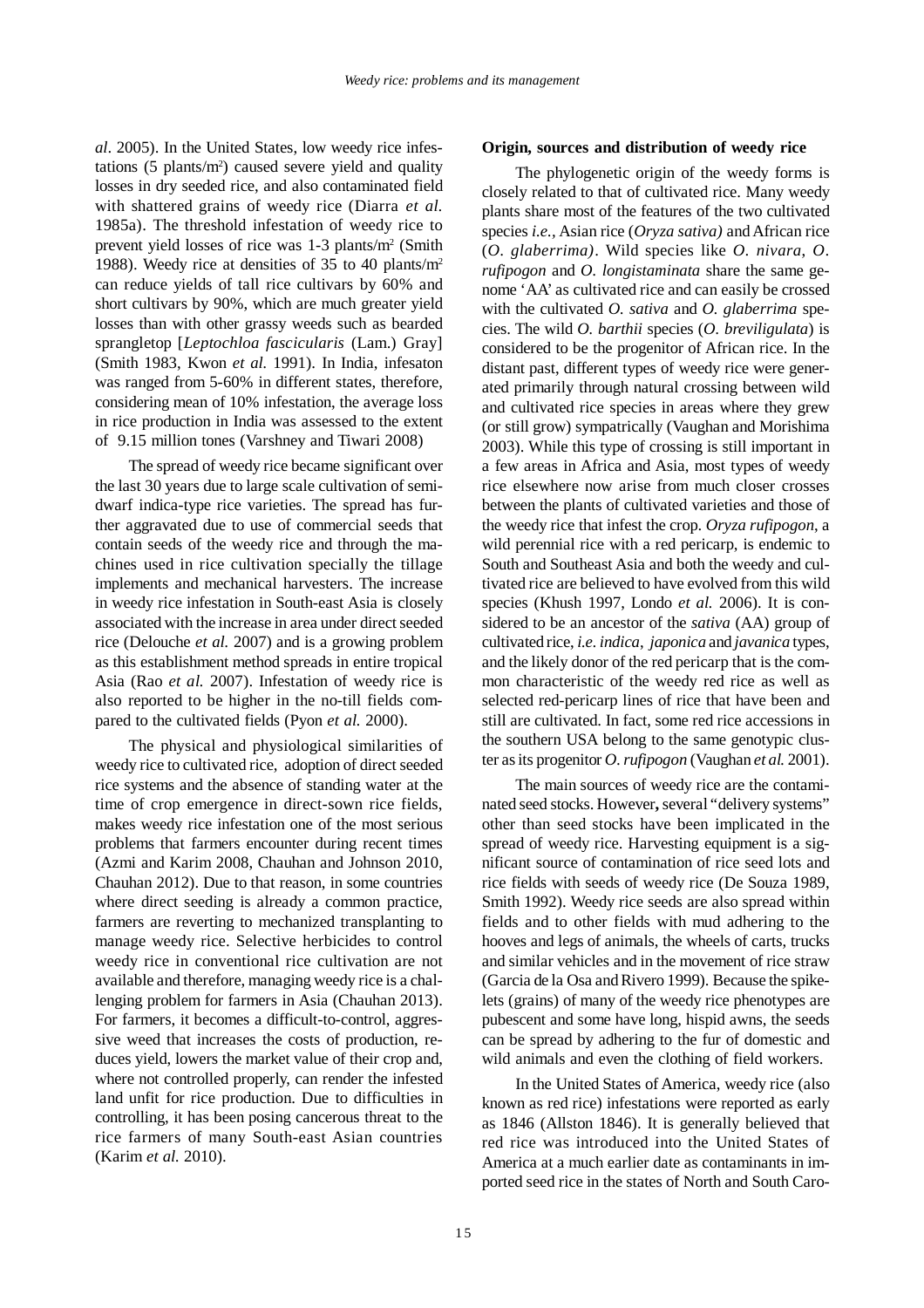*al*. 2005). In the United States, low weedy rice infestations (5 plants/m$^2$) caused severe yield and quality losses in dry seeded rice, and also contaminated field with shattered grains of weedy rice (Diarra *et al.* 1985a). The threshold infestation of weedy rice to prevent yield losses of rice was 1-3 plants/m$^2$ (Smith 1988). Weedy rice at densities of 35 to 40 plants/m$^2$ can reduce yields of tall rice cultivars by 60% and short cultivars by 90%, which are much greater yield losses than with other grassy weeds such as bearded sprangletop [*Leptochloa fascicularis* (Lam.) Gray] (Smith 1983, Kwon *et al.* 1991). In India, infesaton was ranged from 5-60% in different states, therefore, considering mean of 10% infestation, the average loss in rice production in India was assessed to the extent of 9.15 million tones (Varshney and Tiwari 2008)

The spread of weedy rice became significant over the last 30 years due to large scale cultivation of semi-dwarf indica-type rice varieties. The spread has further aggravated due to use of commercial seeds that contain seeds of the weedy rice and through the machines used in rice cultivation specially the tillage implements and mechanical harvesters. The increase in weedy rice infestation in South-east Asia is closely associated with the increase in area under direct seeded rice (Delouche *et al.* 2007) and is a growing problem as this establishment method spreads in entire tropical Asia (Rao *et al.* 2007). Infestation of weedy rice is also reported to be higher in the no-till fields compared to the cultivated fields (Pyon *et al.* 2000).

The physical and physiological similarities of weedy rice to cultivated rice, adoption of direct seeded rice systems and the absence of standing water at the time of crop emergence in direct-sown rice fields, makes weedy rice infestation one of the most serious problems that farmers encounter during recent times (Azmi and Karim 2008, Chauhan and Johnson 2010, Chauhan 2012). Due to that reason, in some countries where direct seeding is already a common practice, farmers are reverting to mechanized transplanting to manage weedy rice. Selective herbicides to control weedy rice in conventional rice cultivation are not available and therefore, managing weedy rice is a challenging problem for farmers in Asia (Chauhan 2013). For farmers, it becomes a difficult-to-control, aggressive weed that increases the costs of production, reduces yield, lowers the market value of their crop and, where not controlled properly, can render the infested land unfit for rice production. Due to difficulties in controlling, it has been posing cancerous threat to the rice farmers of many South-east Asian countries (Karim *et al.* 2010).

**Origin, sources and distribution of weedy rice**

The phylogenetic origin of the weedy forms is closely related to that of cultivated rice. Many weedy plants share most of the features of the two cultivated species *i.e.,* Asian rice (*Oryza sativa)* and African rice (*O. glaberrima)*. Wild species like *O. nivara*, *O. rufipogon* and *O. longistaminata* share the same genome 'AA' as cultivated rice and can easily be crossed with the cultivated *O. sativa* and *O. glaberrima* species. The wild *O. barthii* species (*O. breviligulata*) is considered to be the progenitor of African rice. In the distant past, different types of weedy rice were generated primarily through natural crossing between wild and cultivated rice species in areas where they grew (or still grow) sympatrically (Vaughan and Morishima 2003). While this type of crossing is still important in a few areas in Africa and Asia, most types of weedy rice elsewhere now arise from much closer crosses between the plants of cultivated varieties and those of the weedy rice that infest the crop. *Oryza rufipogon*, a wild perennial rice with a red pericarp, is endemic to South and Southeast Asia and both the weedy and cultivated rice are believed to have evolved from this wild species (Khush 1997, Londo *et al.* 2006). It is considered to be an ancestor of the *sativa* (AA) group of cultivated rice, *i.e. indica*, *japonica* and *javanica* types, and the likely donor of the red pericarp that is the common characteristic of the weedy red rice as well as selected red-pericarp lines of rice that have been and still are cultivated. In fact, some red rice accessions in the southern USA belong to the same genotypic cluster as its progenitor *O. rufipogon* (Vaughan *et al.* 2001).

The main sources of weedy rice are the contaminated seed stocks. However**,** several "delivery systems" other than seed stocks have been implicated in the spread of weedy rice. Harvesting equipment is a significant source of contamination of rice seed lots and rice fields with seeds of weedy rice (De Souza 1989, Smith 1992). Weedy rice seeds are also spread within fields and to other fields with mud adhering to the hooves and legs of animals, the wheels of carts, trucks and similar vehicles and in the movement of rice straw (Garcia de la Osa and Rivero 1999). Because the spikelets (grains) of many of the weedy rice phenotypes are pubescent and some have long, hispid awns, the seeds can be spread by adhering to the fur of domestic and wild animals and even the clothing of field workers.

In the United States of America, weedy rice (also known as red rice) infestations were reported as early as 1846 (Allston 1846). It is generally believed that red rice was introduced into the United States of America at a much earlier date as contaminants in imported seed rice in the states of North and South Caro-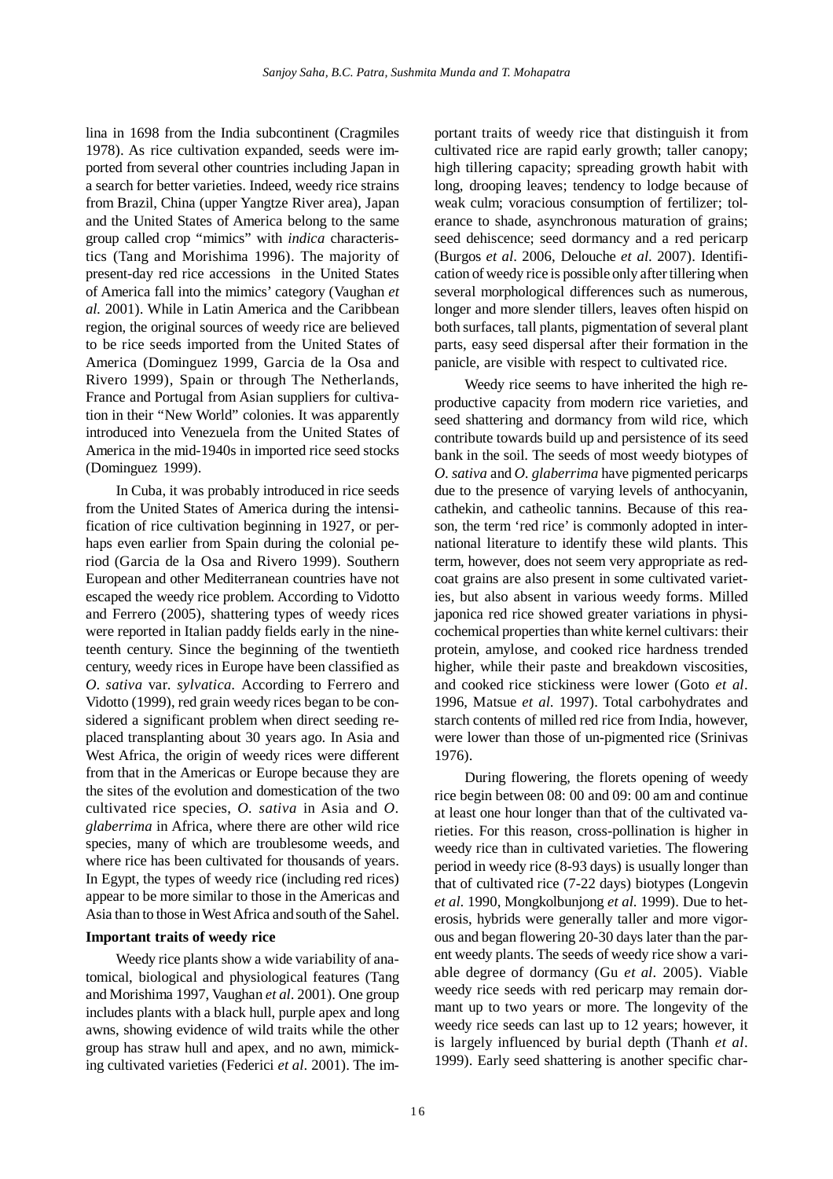lina in 1698 from the India subcontinent (Cragmiles 1978). As rice cultivation expanded, seeds were imported from several other countries including Japan in a search for better varieties. Indeed, weedy rice strains from Brazil, China (upper Yangtze River area), Japan and the United States of America belong to the same group called crop "mimics" with *indica* characteristics (Tang and Morishima 1996). The majority of present-day red rice accessions in the United States of America fall into the mimics' category (Vaughan *et al.* 2001). While in Latin America and the Caribbean region, the original sources of weedy rice are believed to be rice seeds imported from the United States of America (Dominguez 1999, Garcia de la Osa and Rivero 1999), Spain or through The Netherlands, France and Portugal from Asian suppliers for cultivation in their "New World" colonies. It was apparently introduced into Venezuela from the United States of America in the mid-1940s in imported rice seed stocks (Dominguez 1999).

In Cuba, it was probably introduced in rice seeds from the United States of America during the intensification of rice cultivation beginning in 1927, or perhaps even earlier from Spain during the colonial period (Garcia de la Osa and Rivero 1999). Southern European and other Mediterranean countries have not escaped the weedy rice problem. According to Vidotto and Ferrero (2005), shattering types of weedy rices were reported in Italian paddy fields early in the nineteenth century. Since the beginning of the twentieth century, weedy rices in Europe have been classified as *O. sativa* var. *sylvatica*. According to Ferrero and Vidotto (1999), red grain weedy rices began to be considered a significant problem when direct seeding replaced transplanting about 30 years ago. In Asia and West Africa, the origin of weedy rices were different from that in the Americas or Europe because they are the sites of the evolution and domestication of the two cultivated rice species, *O. sativa* in Asia and *O. glaberrima* in Africa, where there are other wild rice species, many of which are troublesome weeds, and where rice has been cultivated for thousands of years. In Egypt, the types of weedy rice (including red rices) appear to be more similar to those in the Americas and Asia than to those in West Africa and south of the Sahel.

### Important traits of weedy rice

Weedy rice plants show a wide variability of anatomical, biological and physiological features (Tang and Morishima 1997, Vaughan *et al.* 2001). One group includes plants with a black hull, purple apex and long awns, showing evidence of wild traits while the other group has straw hull and apex, and no awn, mimicking cultivated varieties (Federici *et al.* 2001). The important traits of weedy rice that distinguish it from cultivated rice are rapid early growth; taller canopy; high tillering capacity; spreading growth habit with long, drooping leaves; tendency to lodge because of weak culm; voracious consumption of fertilizer; tolerance to shade, asynchronous maturation of grains; seed dehiscence; seed dormancy and a red pericarp (Burgos *et al.* 2006, Delouche *et al.* 2007). Identification of weedy rice is possible only after tillering when several morphological differences such as numerous, longer and more slender tillers, leaves often hispid on both surfaces, tall plants, pigmentation of several plant parts, easy seed dispersal after their formation in the panicle, are visible with respect to cultivated rice.

Weedy rice seems to have inherited the high reproductive capacity from modern rice varieties, and seed shattering and dormancy from wild rice, which contribute towards build up and persistence of its seed bank in the soil. The seeds of most weedy biotypes of *O. sativa* and *O. glaberrima* have pigmented pericarps due to the presence of varying levels of anthocyanin, cathekin, and catheolic tannins. Because of this reason, the term 'red rice' is commonly adopted in international literature to identify these wild plants. This term, however, does not seem very appropriate as red-coat grains are also present in some cultivated varieties, but also absent in various weedy forms. Milled japonica red rice showed greater variations in physicochemical properties than white kernel cultivars: their protein, amylose, and cooked rice hardness trended higher, while their paste and breakdown viscosities, and cooked rice stickiness were lower (Goto *et al.* 1996, Matsue *et al.* 1997). Total carbohydrates and starch contents of milled red rice from India, however, were lower than those of un-pigmented rice (Srinivas 1976).

During flowering, the florets opening of weedy rice begin between 08: 00 and 09: 00 am and continue at least one hour longer than that of the cultivated varieties. For this reason, cross-pollination is higher in weedy rice than in cultivated varieties. The flowering period in weedy rice (8-93 days) is usually longer than that of cultivated rice (7-22 days) biotypes (Longevin *et al.* 1990, Mongkolbunjong *et al.* 1999). Due to heterosis, hybrids were generally taller and more vigorous and began flowering 20-30 days later than the parent weedy plants. The seeds of weedy rice show a variable degree of dormancy (Gu *et al.* 2005). Viable weedy rice seeds with red pericarp may remain dormant up to two years or more. The longevity of the weedy rice seeds can last up to 12 years; however, it is largely influenced by burial depth (Thanh *et al.* 1999). Early seed shattering is another specific char-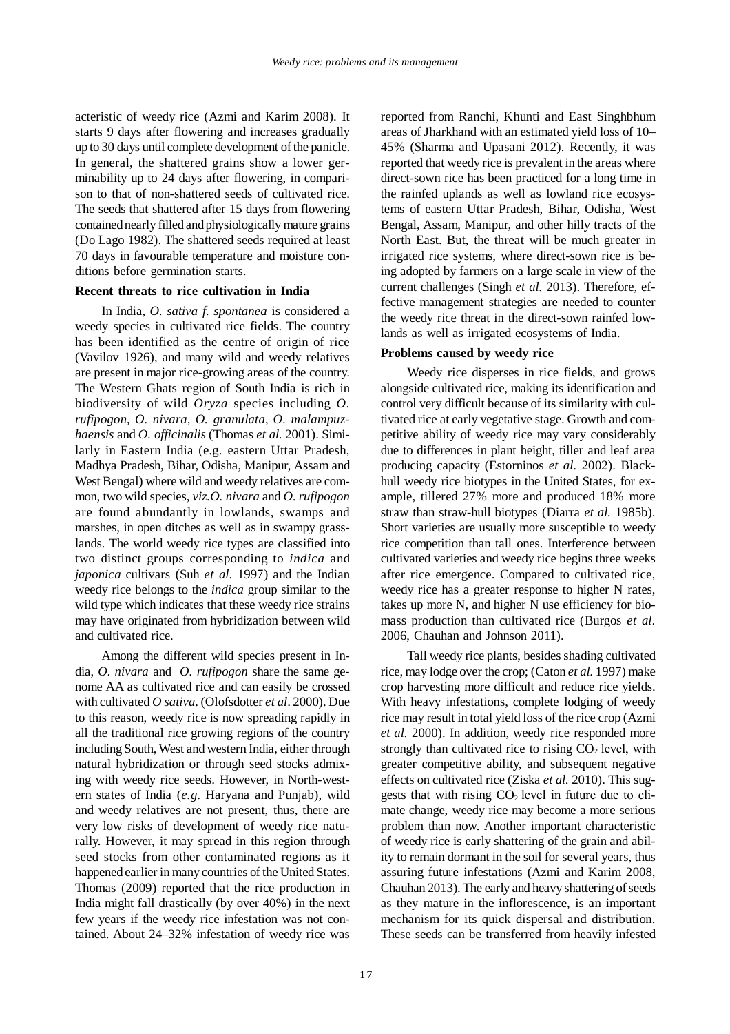acteristic of weedy rice (Azmi and Karim 2008). It starts 9 days after flowering and increases gradually up to 30 days until complete development of the panicle. In general, the shattered grains show a lower germinability up to 24 days after flowering, in comparison to that of non-shattered seeds of cultivated rice. The seeds that shattered after 15 days from flowering contained nearly filled and physiologically mature grains (Do Lago 1982). The shattered seeds required at least 70 days in favourable temperature and moisture conditions before germination starts.

**Recent threats to rice cultivation in India**

In India, *O. sativa f. spontanea* is considered a weedy species in cultivated rice fields. The country has been identified as the centre of origin of rice (Vavilov 1926), and many wild and weedy relatives are present in major rice-growing areas of the country. The Western Ghats region of South India is rich in biodiversity of wild *Oryza* species including *O. rufipogon*, *O. nivara, O. granulata, O. malampuzhaensis* and *O. officinalis* (Thomas *et al.* 2001). Similarly in Eastern India (e.g. eastern Uttar Pradesh, Madhya Pradesh, Bihar, Odisha, Manipur, Assam and West Bengal) where wild and weedy relatives are common, two wild species, *viz.O. nivara* and *O. rufipogon* are found abundantly in lowlands, swamps and marshes, in open ditches as well as in swampy grasslands. The world weedy rice types are classified into two distinct groups corresponding to *indica* and *japonica* cultivars (Suh *et al.* 1997) and the Indian weedy rice belongs to the *indica* group similar to the wild type which indicates that these weedy rice strains may have originated from hybridization between wild and cultivated rice.

Among the different wild species present in India, *O. nivara* and *O. rufipogon* share the same genome AA as cultivated rice and can easily be crossed with cultivated *O sativa*. (Olofsdotter *et al.* 2000). Due to this reason, weedy rice is now spreading rapidly in all the traditional rice growing regions of the country including South, West and western India, either through natural hybridization or through seed stocks admixing with weedy rice seeds. However, in North-western states of India (*e.g.* Haryana and Punjab), wild and weedy relatives are not present, thus, there are very low risks of development of weedy rice naturally. However, it may spread in this region through seed stocks from other contaminated regions as it happened earlier in many countries of the United States. Thomas (2009) reported that the rice production in India might fall drastically (by over 40%) in the next few years if the weedy rice infestation was not contained. About 24–32% infestation of weedy rice was reported from Ranchi, Khunti and East Singhbhum areas of Jharkhand with an estimated yield loss of 10–45% (Sharma and Upasani 2012). Recently, it was reported that weedy rice is prevalent in the areas where direct-sown rice has been practiced for a long time in the rainfed uplands as well as lowland rice ecosystems of eastern Uttar Pradesh, Bihar, Odisha, West Bengal, Assam, Manipur, and other hilly tracts of the North East. But, the threat will be much greater in irrigated rice systems, where direct-sown rice is being adopted by farmers on a large scale in view of the current challenges (Singh *et al.* 2013). Therefore, effective management strategies are needed to counter the weedy rice threat in the direct-sown rainfed lowlands as well as irrigated ecosystems of India.

**Problems caused by weedy rice**

Weedy rice disperses in rice fields, and grows alongside cultivated rice, making its identification and control very difficult because of its similarity with cultivated rice at early vegetative stage. Growth and competitive ability of weedy rice may vary considerably due to differences in plant height, tiller and leaf area producing capacity (Estorninos *et al.* 2002). Blackhull weedy rice biotypes in the United States, for example, tillered 27% more and produced 18% more straw than straw-hull biotypes (Diarra *et al.* 1985b). Short varieties are usually more susceptible to weedy rice competition than tall ones. Interference between cultivated varieties and weedy rice begins three weeks after rice emergence. Compared to cultivated rice, weedy rice has a greater response to higher N rates, takes up more N, and higher N use efficiency for biomass production than cultivated rice (Burgos *et al.* 2006, Chauhan and Johnson 2011).

Tall weedy rice plants, besides shading cultivated rice, may lodge over the crop; (Caton *et al.* 1997) make crop harvesting more difficult and reduce rice yields. With heavy infestations, complete lodging of weedy rice may result in total yield loss of the rice crop (Azmi *et al.* 2000). In addition, weedy rice responded more strongly than cultivated rice to rising $CO_2$ level, with greater competitive ability, and subsequent negative effects on cultivated rice (Ziska *et al.* 2010). This suggests that with rising $CO_2$ level in future due to climate change, weedy rice may become a more serious problem than now. Another important characteristic of weedy rice is early shattering of the grain and ability to remain dormant in the soil for several years, thus assuring future infestations (Azmi and Karim 2008, Chauhan 2013). The early and heavy shattering of seeds as they mature in the inflorescence, is an important mechanism for its quick dispersal and distribution. These seeds can be transferred from heavily infested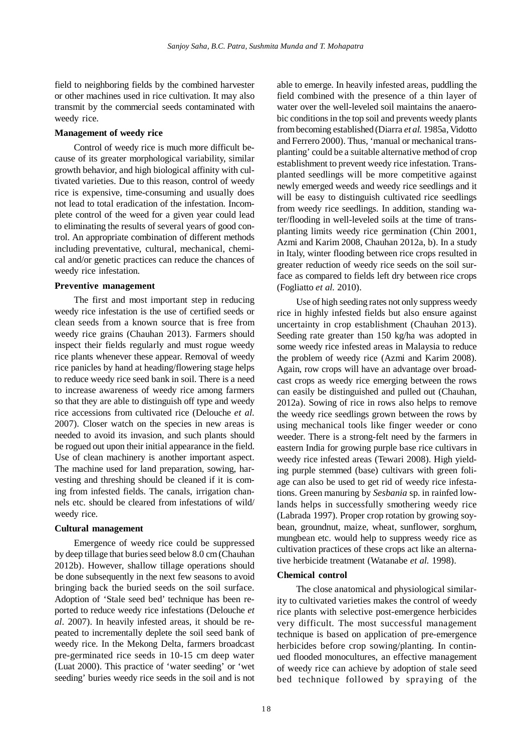field to neighboring fields by the combined harvester or other machines used in rice cultivation. It may also transmit by the commercial seeds contaminated with weedy rice.

### Management of weedy rice

Control of weedy rice is much more difficult because of its greater morphological variability, similar growth behavior, and high biological affinity with cultivated varieties. Due to this reason, control of weedy rice is expensive, time-consuming and usually does not lead to total eradication of the infestation. Incomplete control of the weed for a given year could lead to eliminating the results of several years of good control. An appropriate combination of different methods including preventative, cultural, mechanical, chemical and/or genetic practices can reduce the chances of weedy rice infestation.

### Preventive management

The first and most important step in reducing weedy rice infestation is the use of certified seeds or clean seeds from a known source that is free from weedy rice grains (Chauhan 2013). Farmers should inspect their fields regularly and must rogue weedy rice plants whenever these appear. Removal of weedy rice panicles by hand at heading/flowering stage helps to reduce weedy rice seed bank in soil. There is a need to increase awareness of weedy rice among farmers so that they are able to distinguish off type and weedy rice accessions from cultivated rice (Delouche *et al.* 2007). Closer watch on the species in new areas is needed to avoid its invasion, and such plants should be rogued out upon their initial appearance in the field. Use of clean machinery is another important aspect. The machine used for land preparation, sowing, harvesting and threshing should be cleaned if it is coming from infested fields. The canals, irrigation channels etc. should be cleared from infestations of wild/weedy rice.

### Cultural management

Emergence of weedy rice could be suppressed by deep tillage that buries seed below 8.0 cm (Chauhan 2012b). However, shallow tillage operations should be done subsequently in the next few seasons to avoid bringing back the buried seeds on the soil surface. Adoption of 'Stale seed bed' technique has been reported to reduce weedy rice infestations (Delouche *et al.* 2007). In heavily infested areas, it should be repeated to incrementally deplete the soil seed bank of weedy rice. In the Mekong Delta, farmers broadcast pre-germinated rice seeds in 10-15 cm deep water (Luat 2000). This practice of 'water seeding' or 'wet seeding' buries weedy rice seeds in the soil and is not able to emerge. In heavily infested areas, puddling the field combined with the presence of a thin layer of water over the well-leveled soil maintains the anaerobic conditions in the top soil and prevents weedy plants from becoming established (Diarra *et al.* 1985a, Vidotto and Ferrero 2000). Thus, 'manual or mechanical transplanting' could be a suitable alternative method of crop establishment to prevent weedy rice infestation. Transplanted seedlings will be more competitive against newly emerged weeds and weedy rice seedlings and it will be easy to distinguish cultivated rice seedlings from weedy rice seedlings. In addition, standing water/flooding in well-leveled soils at the time of transplanting limits weedy rice germination (Chin 2001, Azmi and Karim 2008, Chauhan 2012a, b). In a study in Italy, winter flooding between rice crops resulted in greater reduction of weedy rice seeds on the soil surface as compared to fields left dry between rice crops (Fogliatto *et al.* 2010).

Use of high seeding rates not only suppress weedy rice in highly infested fields but also ensure against uncertainty in crop establishment (Chauhan 2013). Seeding rate greater than 150 kg/ha was adopted in some weedy rice infested areas in Malaysia to reduce the problem of weedy rice (Azmi and Karim 2008). Again, row crops will have an advantage over broadcast crops as weedy rice emerging between the rows can easily be distinguished and pulled out (Chauhan, 2012a). Sowing of rice in rows also helps to remove the weedy rice seedlings grown between the rows by using mechanical tools like finger weeder or cono weeder. There is a strong-felt need by the farmers in eastern India for growing purple base rice cultivars in weedy rice infested areas (Tewari 2008). High yielding purple stemmed (base) cultivars with green foliage can also be used to get rid of weedy rice infestations. Green manuring by *Sesbania* sp. in rainfed lowlands helps in successfully smothering weedy rice (Labrada 1997). Proper crop rotation by growing soybean, groundnut, maize, wheat, sunflower, sorghum, mungbean etc. would help to suppress weedy rice as cultivation practices of these crops act like an alternative herbicide treatment (Watanabe *et al.* 1998).

### Chemical control

The close anatomical and physiological similarity to cultivated varieties makes the control of weedy rice plants with selective post-emergence herbicides very difficult. The most successful management technique is based on application of pre-emergence herbicides before crop sowing/planting. In continued flooded monocultures, an effective management of weedy rice can achieve by adoption of stale seed bed technique followed by spraying of the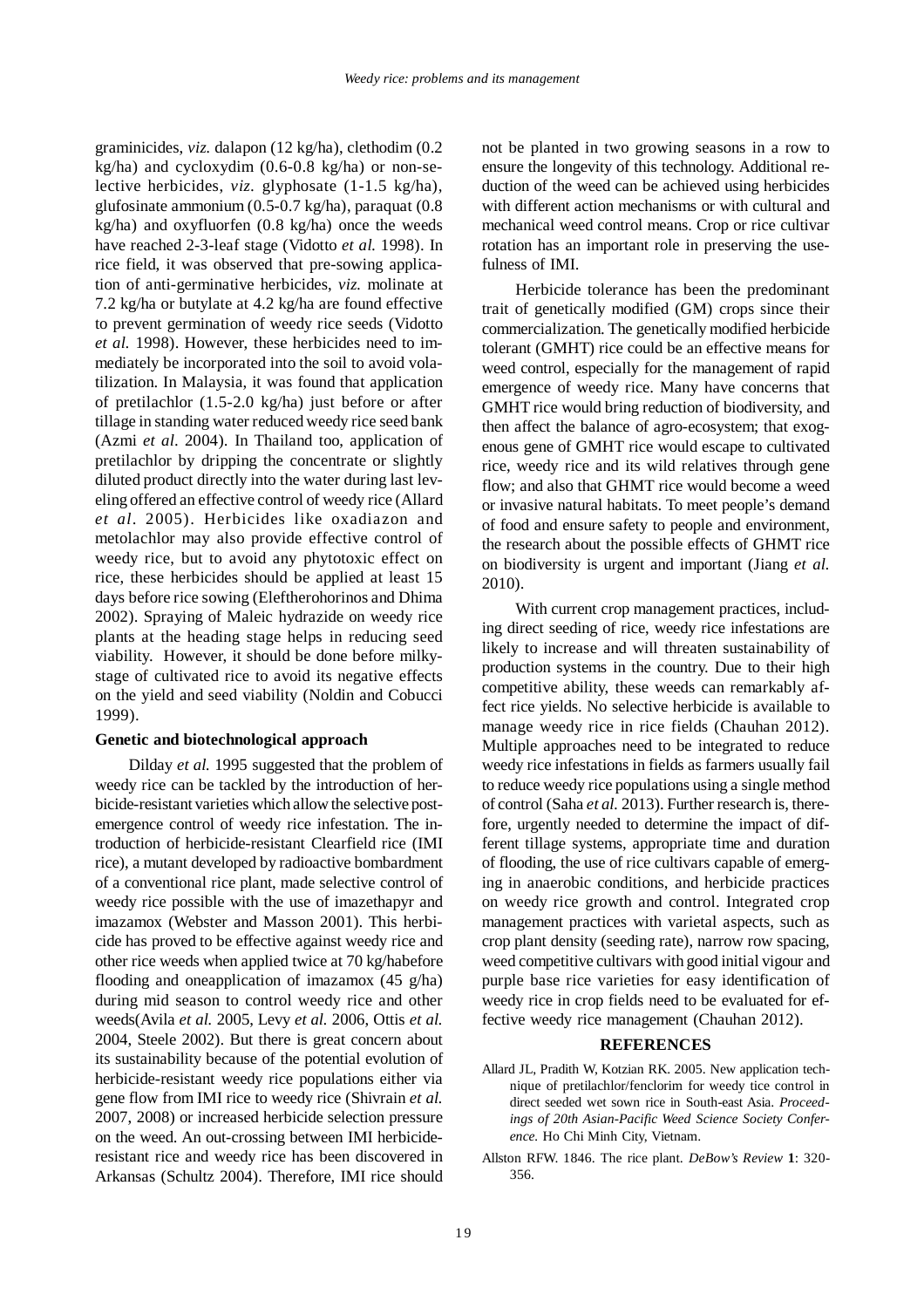graminicides, *viz.* dalapon (12 kg/ha), clethodim (0.2 kg/ha) and cycloxydim (0.6-0.8 kg/ha) or non-selective herbicides, *viz*. glyphosate (1-1.5 kg/ha), glufosinate ammonium (0.5-0.7 kg/ha), paraquat (0.8 kg/ha) and oxyfluorfen (0.8 kg/ha) once the weeds have reached 2-3-leaf stage (Vidotto *et al.* 1998). In rice field, it was observed that pre-sowing application of anti-germinative herbicides, *viz.* molinate at 7.2 kg/ha or butylate at 4.2 kg/ha are found effective to prevent germination of weedy rice seeds (Vidotto *et al.* 1998). However, these herbicides need to immediately be incorporated into the soil to avoid volatilization. In Malaysia, it was found that application of pretilachlor (1.5-2.0 kg/ha) just before or after tillage in standing water reduced weedy rice seed bank (Azmi *et al*. 2004). In Thailand too, application of pretilachlor by dripping the concentrate or slightly diluted product directly into the water during last leveling offered an effective control of weedy rice (Allard *et al*. 2005). Herbicides like oxadiazon and metolachlor may also provide effective control of weedy rice, but to avoid any phytotoxic effect on rice, these herbicides should be applied at least 15 days before rice sowing (Eleftherohorinos and Dhima 2002). Spraying of Maleic hydrazide on weedy rice plants at the heading stage helps in reducing seed viability. However, it should be done before milky-stage of cultivated rice to avoid its negative effects on the yield and seed viability (Noldin and Cobucci 1999).

**Genetic and biotechnological approach**

Dilday *et al.* 1995 suggested that the problem of weedy rice can be tackled by the introduction of herbicide-resistant varieties which allow the selective post-emergence control of weedy rice infestation. The introduction of herbicide-resistant Clearfield rice (IMI rice), a mutant developed by radioactive bombardment of a conventional rice plant, made selective control of weedy rice possible with the use of imazethapyr and imazamox (Webster and Masson 2001). This herbicide has proved to be effective against weedy rice and other rice weeds when applied twice at 70 kg/habefore flooding and oneapplication of imazamox (45 g/ha) during mid season to control weedy rice and other weeds(Avila *et al.* 2005, Levy *et al.* 2006, Ottis *et al.* 2004, Steele 2002). But there is great concern about its sustainability because of the potential evolution of herbicide-resistant weedy rice populations either via gene flow from IMI rice to weedy rice (Shivrain *et al.* 2007, 2008) or increased herbicide selection pressure on the weed. An out-crossing between IMI herbicide-resistant rice and weedy rice has been discovered in Arkansas (Schultz 2004). Therefore, IMI rice should not be planted in two growing seasons in a row to ensure the longevity of this technology. Additional reduction of the weed can be achieved using herbicides with different action mechanisms or with cultural and mechanical weed control means. Crop or rice cultivar rotation has an important role in preserving the usefulness of IMI.

Herbicide tolerance has been the predominant trait of genetically modified (GM) crops since their commercialization. The genetically modified herbicide tolerant (GMHT) rice could be an effective means for weed control, especially for the management of rapid emergence of weedy rice. Many have concerns that GMHT rice would bring reduction of biodiversity, and then affect the balance of agro-ecosystem; that exogenous gene of GMHT rice would escape to cultivated rice, weedy rice and its wild relatives through gene flow; and also that GHMT rice would become a weed or invasive natural habitats. To meet people's demand of food and ensure safety to people and environment, the research about the possible effects of GHMT rice on biodiversity is urgent and important (Jiang *et al.* 2010).

With current crop management practices, including direct seeding of rice, weedy rice infestations are likely to increase and will threaten sustainability of production systems in the country. Due to their high competitive ability, these weeds can remarkably affect rice yields. No selective herbicide is available to manage weedy rice in rice fields (Chauhan 2012). Multiple approaches need to be integrated to reduce weedy rice infestations in fields as farmers usually fail to reduce weedy rice populations using a single method of control (Saha *et al.* 2013). Further research is, therefore, urgently needed to determine the impact of different tillage systems, appropriate time and duration of flooding, the use of rice cultivars capable of emerging in anaerobic conditions, and herbicide practices on weedy rice growth and control. Integrated crop management practices with varietal aspects, such as crop plant density (seeding rate), narrow row spacing, weed competitive cultivars with good initial vigour and purple base rice varieties for easy identification of weedy rice in crop fields need to be evaluated for effective weedy rice management (Chauhan 2012).

## REFERENCES

Allard JL, Pradith W, Kotzian RK. 2005. New application technique of pretilachlor/fenclorim for weedy tice control in direct seeded wet sown rice in South-east Asia. *Proceedings of 20th Asian-Pacific Weed Science Society Conference.* Ho Chi Minh City, Vietnam.

Allston RFW. 1846. The rice plant. *DeBow's Review* **1**: 320-356.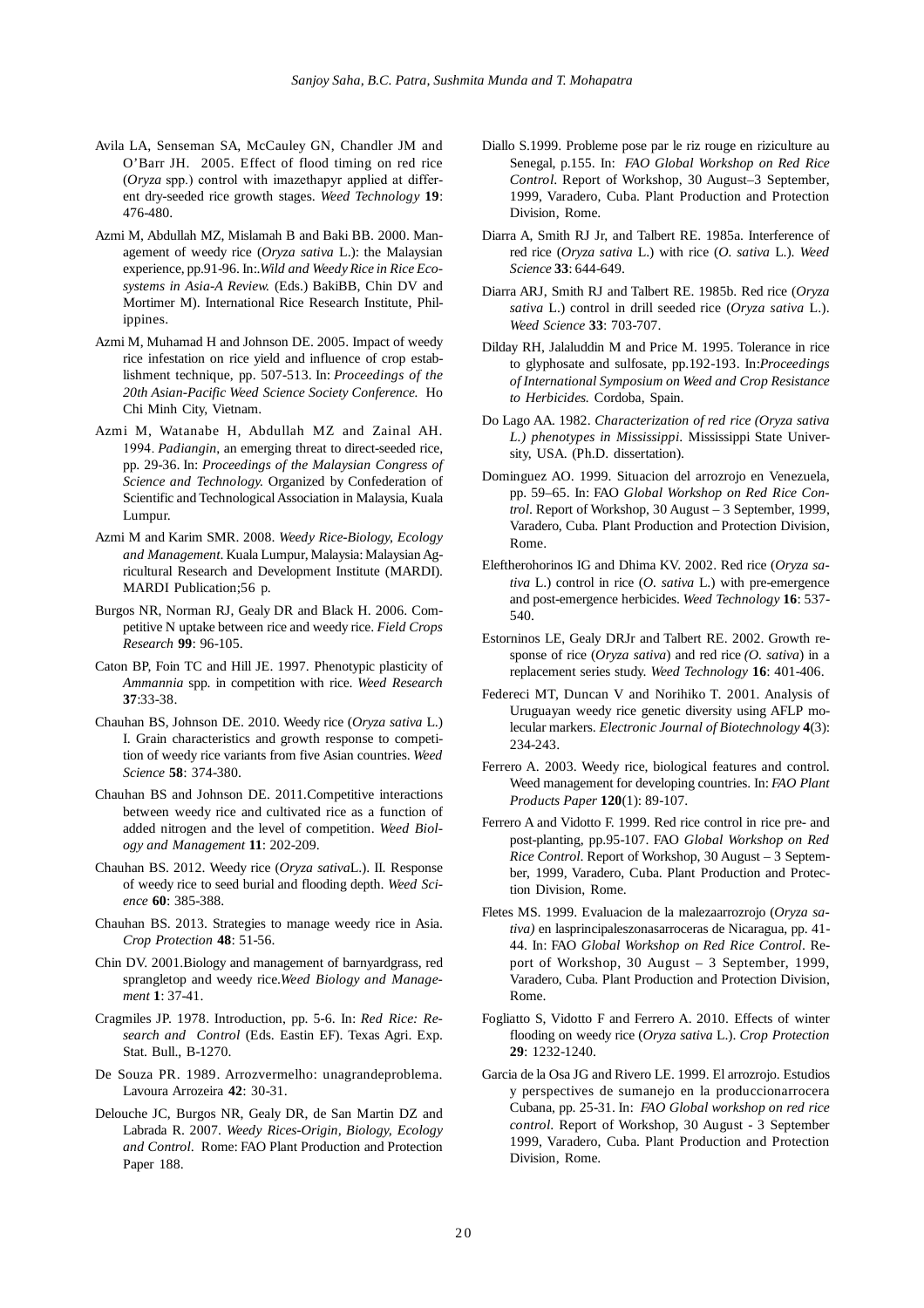Avila LA, Senseman SA, McCauley GN, Chandler JM and O'Barr JH. 2005. Effect of flood timing on red rice (*Oryza* spp.) control with imazethapyr applied at different dry-seeded rice growth stages. *Weed Technology* **19**: 476-480.

Azmi M, Abdullah MZ, Mislamah B and Baki BB. 2000. Management of weedy rice (*Oryza sativa* L.): the Malaysian experience, pp.91-96. In:.*Wild and Weedy Rice in Rice Ecosystems in Asia-A Review.* (Eds.) BakiBB, Chin DV and Mortimer M). International Rice Research Institute, Philippines.

Azmi M, Muhamad H and Johnson DE. 2005. Impact of weedy rice infestation on rice yield and influence of crop establishment technique, pp. 507-513. In: *Proceedings of the 20th Asian-Pacific Weed Science Society Conference.* Ho Chi Minh City, Vietnam.

Azmi M, Watanabe H, Abdullah MZ and Zainal AH. 1994. *Padiangin*, an emerging threat to direct-seeded rice, pp. 29-36. In: *Proceedings of the Malaysian Congress of Science and Technology.* Organized by Confederation of Scientific and Technological Association in Malaysia, Kuala Lumpur.

Azmi M and Karim SMR. 2008. *Weedy Rice-Biology, Ecology and Management*. Kuala Lumpur, Malaysia: Malaysian Agricultural Research and Development Institute (MARDI). MARDI Publication;56 p.

Burgos NR, Norman RJ, Gealy DR and Black H. 2006. Competitive N uptake between rice and weedy rice. *Field Crops Research* **99**: 96-105.

Caton BP, Foin TC and Hill JE. 1997. Phenotypic plasticity of *Ammannia* spp. in competition with rice. *Weed Research* **37**:33-38.

Chauhan BS, Johnson DE. 2010. Weedy rice (*Oryza sativa* L.) I. Grain characteristics and growth response to competition of weedy rice variants from five Asian countries. *Weed Science* **58**: 374-380.

Chauhan BS and Johnson DE. 2011.Competitive interactions between weedy rice and cultivated rice as a function of added nitrogen and the level of competition. *Weed Biology and Management* **11**: 202-209.

Chauhan BS. 2012. Weedy rice (*Oryza sativa*L.). II. Response of weedy rice to seed burial and flooding depth. *Weed Science* **60**: 385-388.

Chauhan BS. 2013. Strategies to manage weedy rice in Asia. *Crop Protection* **48**: 51-56.

Chin DV. 2001.Biology and management of barnyardgrass, red sprangletop and weedy rice.*Weed Biology and Management* **1**: 37-41.

Cragmiles JP. 1978. Introduction, pp. 5-6. In: *Red Rice: Research and Control* (Eds. Eastin EF). Texas Agri. Exp. Stat. Bull., B-1270.

De Souza PR. 1989. Arrozvermelho: unagrandeproblema. Lavoura Arrozeira **42**: 30-31.

Delouche JC, Burgos NR, Gealy DR, de San Martin DZ and Labrada R. 2007. *Weedy Rices-Origin, Biology, Ecology and Control*. Rome: FAO Plant Production and Protection Paper 188.

Diallo S.1999. Probleme pose par le riz rouge en riziculture au Senegal, p.155. In: *FAO Global Workshop on Red Rice Control*. Report of Workshop, 30 August–3 September, 1999, Varadero, Cuba. Plant Production and Protection Division, Rome.

Diarra A, Smith RJ Jr, and Talbert RE. 1985a. Interference of red rice (*Oryza sativa* L.) with rice (*O. sativa* L.). *Weed Science* **33**: 644-649.

Diarra ARJ, Smith RJ and Talbert RE. 1985b. Red rice (*Oryza sativa* L.) control in drill seeded rice (*Oryza sativa* L.). *Weed Science* **33**: 703-707.

Dilday RH, Jalaluddin M and Price M. 1995. Tolerance in rice to glyphosate and sulfosate, pp.192-193. In:*Proceedings of International Symposium on Weed and Crop Resistance to Herbicides.* Cordoba, Spain.

Do Lago AA. 1982. *Characterization of red rice (Oryza sativa L.) phenotypes in Mississippi*. Mississippi State University, USA. (Ph.D. dissertation).

Dominguez AO. 1999. Situacion del arrozrojo en Venezuela, pp. 59–65. In: FAO *Global Workshop on Red Rice Control*. Report of Workshop, 30 August – 3 September, 1999, Varadero, Cuba. Plant Production and Protection Division, Rome.

Eleftherohorinos IG and Dhima KV. 2002. Red rice (*Oryza sativa* L.) control in rice (*O. sativa* L.) with pre-emergence and post-emergence herbicides. *Weed Technology* **16**: 537-540.

Estorninos LE, Gealy DRJr and Talbert RE. 2002. Growth response of rice (*Oryza sativa*) and red rice *(O. sativa*) in a replacement series study. *Weed Technology* **16**: 401-406.

Federeci MT, Duncan V and Norihiko T. 2001. Analysis of Uruguayan weedy rice genetic diversity using AFLP molecular markers. *Electronic Journal of Biotechnology* **4**(3): 234-243.

Ferrero A. 2003. Weedy rice, biological features and control. Weed management for developing countries. In: *FAO Plant Products Paper* **120**(1): 89-107.

Ferrero A and Vidotto F. 1999. Red rice control in rice pre- and post-planting, pp.95-107. FAO *Global Workshop on Red Rice Control*. Report of Workshop, 30 August – 3 September, 1999, Varadero, Cuba. Plant Production and Protection Division, Rome.

Fletes MS. 1999. Evaluacion de la malezaarrozrojo (*Oryza sativa)* en lasprincipaleszonasarroceras de Nicaragua, pp. 41-44. In: FAO *Global Workshop on Red Rice Control*. Report of Workshop, 30 August – 3 September, 1999, Varadero, Cuba. Plant Production and Protection Division, Rome.

Fogliatto S, Vidotto F and Ferrero A. 2010. Effects of winter flooding on weedy rice (*Oryza sativa* L.). *Crop Protection* **29**: 1232-1240.

Garcia de la Osa JG and Rivero LE. 1999. El arrozrojo. Estudios y perspectives de sumanejo en la produccionarrocera Cubana, pp. 25-31. In: *FAO Global workshop on red rice control*. Report of Workshop, 30 August - 3 September 1999, Varadero, Cuba. Plant Production and Protection Division, Rome.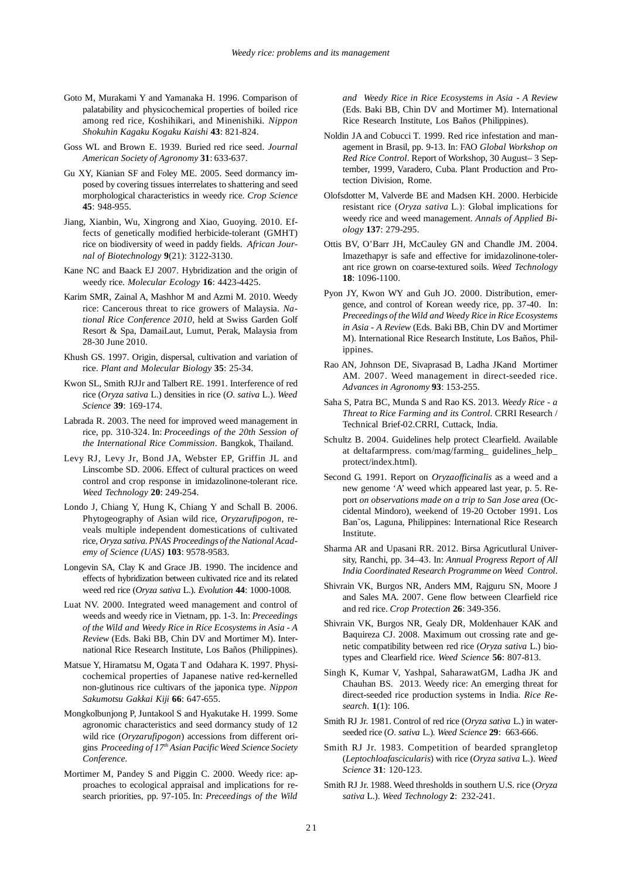Goto M, Murakami Y and Yamanaka H. 1996. Comparison of palatability and physicochemical properties of boiled rice among red rice, Koshihikari, and Minenishiki. *Nippon Shokuhin Kagaku Kogaku Kaishi* **43**: 821-824.

Goss WL and Brown E. 1939. Buried red rice seed. *Journal American Society of Agronomy* **31**: 633-637.

Gu XY, Kianian SF and Foley ME. 2005. Seed dormancy imposed by covering tissues interrelates to shattering and seed morphological characteristics in weedy rice. *Crop Science* **45**: 948-955.

Jiang, Xianbin, Wu, Xingrong and Xiao, Guoying. 2010. Effects of genetically modified herbicide-tolerant (GMHT) rice on biodiversity of weed in paddy fields. *African Journal of Biotechnology* **9**(21): 3122-3130.

Kane NC and Baack EJ 2007. Hybridization and the origin of weedy rice. *Molecular Ecology* **16**: 4423-4425.

Karim SMR, Zainal A, Mashhor M and Azmi M. 2010. Weedy rice: Cancerous threat to rice growers of Malaysia. *National Rice Conference 2010*, held at Swiss Garden Golf Resort & Spa, DamaiLaut, Lumut, Perak, Malaysia from 28-30 June 2010.

Khush GS. 1997. Origin, dispersal, cultivation and variation of rice. *Plant and Molecular Biology* **35**: 25-34.

Kwon SL, Smith RJJr and Talbert RE. 1991. Interference of red rice (*Oryza sativa* L.) densities in rice (*O. sativa* L.). *Weed Science* **39**: 169-174.

Labrada R. 2003. The need for improved weed management in rice, pp. 310-324. In: *Proceedings of the 20th Session of the International Rice Commission*. Bangkok, Thailand.

Levy RJ, Levy Jr, Bond JA, Webster EP, Griffin JL and Linscombe SD. 2006. Effect of cultural practices on weed control and crop response in imidazolinone-tolerant rice. *Weed Technology* **20**: 249-254.

Londo J, Chiang Y, Hung K, Chiang Y and Schall B. 2006. Phytogeography of Asian wild rice, *Oryzarufipogon*, reveals multiple independent domestications of cultivated rice, *Oryza sativa. PNAS Proceedings of the National Academy of Science (UAS)* **103**: 9578-9583.

Longevin SA, Clay K and Grace JB. 1990. The incidence and effects of hybridization between cultivated rice and its related weed red rice (*Oryza sativa* L.). *Evolution* **44**: 1000-1008.

Luat NV. 2000. Integrated weed management and control of weeds and weedy rice in Vietnam, pp. 1-3. In: *Preceedings of the Wild and Weedy Rice in Rice Ecosystems in Asia - A Review* (Eds. Baki BB, Chin DV and Mortimer M). International Rice Research Institute, Los Baños (Philippines).

Matsue Y, Hiramatsu M, Ogata T and Odahara K. 1997. Physicochemical properties of Japanese native red-kernelled non-glutinous rice cultivars of the japonica type. *Nippon Sakumotsu Gakkai Kiji* **66**: 647-655.

Mongkolbunjong P, Juntakool S and Hyakutake H. 1999. Some agronomic characteristics and seed dormancy study of 12 wild rice (*Oryzarufipogon*) accessions from different origins *Proceeding of 17th Asian Pacific Weed Science Society Conference.*

Mortimer M, Pandey S and Piggin C. 2000. Weedy rice: approaches to ecological appraisal and implications for research priorities, pp. 97-105. In: *Preceedings of the Wild and Weedy Rice in Rice Ecosystems in Asia - A Review* (Eds. Baki BB, Chin DV and Mortimer M). International Rice Research Institute, Los Baños (Philippines).

Noldin JA and Cobucci T. 1999. Red rice infestation and management in Brasil, pp. 9-13. In: FAO *Global Workshop on Red Rice Control*. Report of Workshop, 30 August– 3 September, 1999, Varadero, Cuba. Plant Production and Protection Division, Rome.

Olofsdotter M, Valverde BE and Madsen KH. 2000. Herbicide resistant rice (*Oryza sativa* L.): Global implications for weedy rice and weed management. *Annals of Applied Biology* **137**: 279-295.

Ottis BV, O'Barr JH, McCauley GN and Chandle JM. 2004. Imazethapyr is safe and effective for imidazolinone-tolerant rice grown on coarse-textured soils. *Weed Technology* **18**: 1096-1100.

Pyon JY, Kwon WY and Guh JO. 2000. Distribution, emergence, and control of Korean weedy rice, pp. 37-40. In: *Preceedings of the Wild and Weedy Rice in Rice Ecosystems in Asia - A Review* (Eds. Baki BB, Chin DV and Mortimer M). International Rice Research Institute, Los Baños, Philippines.

Rao AN, Johnson DE, Sivaprasad B, Ladha JKand Mortimer AM. 2007. Weed management in direct-seeded rice. *Advances in Agronomy* **93**: 153-255.

Saha S, Patra BC, Munda S and Rao KS. 2013. *Weedy Rice - a Threat to Rice Farming and its Control.* CRRI Research / Technical Brief-02.CRRI, Cuttack, India.

Schultz B. 2004. Guidelines help protect Clearfield. Available at deltafarmpress. com/mag/farming_ guidelines_help_ protect/index.html).

Second G. 1991. Report on *Oryzaofficinalis* as a weed and a new genome 'A' weed which appeared last year, p. 5. Report *on observations made on a trip to San Jose area* (Occidental Mindoro), weekend of 19-20 October 1991. Los Ban˜os, Laguna, Philippines: International Rice Research Institute.

Sharma AR and Upasani RR. 2012. Birsa Agricutlural University, Ranchi, pp. 34–43. In: *Annual Progress Report of All India Coordinated Research Programme on Weed Control.*

Shivrain VK, Burgos NR, Anders MM, Rajguru SN, Moore J and Sales MA. 2007. Gene flow between Clearfield rice and red rice. *Crop Protection* **26**: 349-356.

Shivrain VK, Burgos NR, Gealy DR, Moldenhauer KAK and Baquireza CJ. 2008. Maximum out crossing rate and genetic compatibility between red rice (*Oryza sativa* L.) biotypes and Clearfield rice. *Weed Science* **56**: 807-813.

Singh K, Kumar V, Yashpal, SaharawatGM, Ladha JK and Chauhan BS. 2013. Weedy rice: An emerging threat for direct-seeded rice production systems in India. *Rice Research*. **1**(1): 106.

Smith RJ Jr. 1981. Control of red rice (*Oryza sativa* L.) in water-seeded rice (*O. sativa* L.). *Weed Science* **29**: 663-666.

Smith RJ Jr. 1983. Competition of bearded sprangletop (*Leptochloafascicularis*) with rice (*Oryza sativa* L.). *Weed Science* **31**: 120-123.

Smith RJ Jr. 1988. Weed thresholds in southern U.S. rice (*Oryza sativa* L.). *Weed Technology* **2**: 232-241.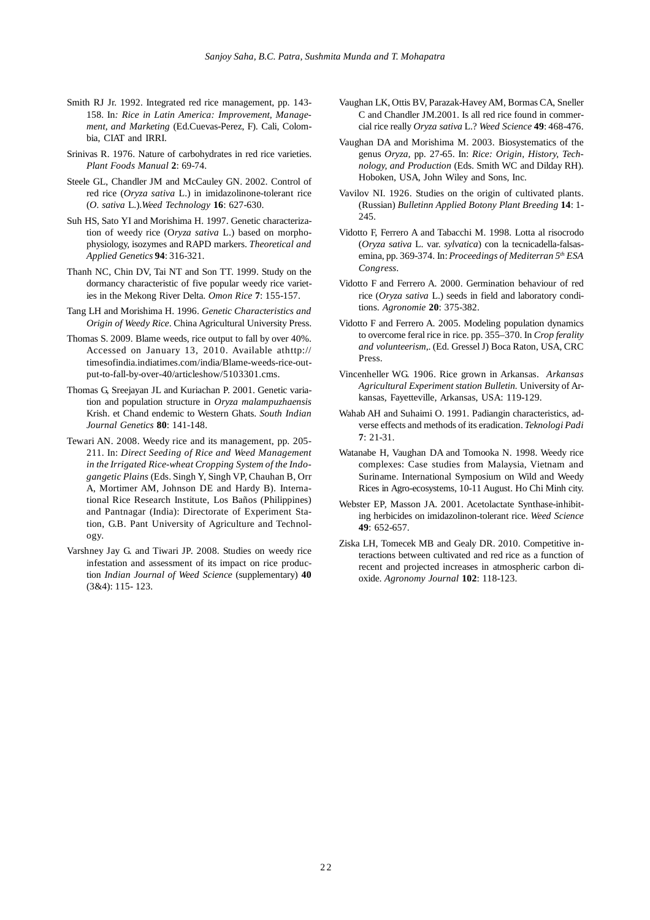Smith RJ Jr. 1992. Integrated red rice management, pp. 143-158. In*: Rice in Latin America: Improvement, Management, and Marketing* (Ed.Cuevas-Perez, F). Cali, Colombia, CIAT and IRRI.

Srinivas R. 1976. Nature of carbohydrates in red rice varieties. *Plant Foods Manual* **2**: 69-74.

Steele GL, Chandler JM and McCauley GN. 2002. Control of red rice (*Oryza sativa* L.) in imidazolinone-tolerant rice (*O. sativa* L.).*Weed Technology* **16**: 627-630.

Suh HS, Sato YI and Morishima H. 1997. Genetic characterization of weedy rice (O*ryza sativa* L.) based on morphophysiology, isozymes and RAPD markers. *Theoretical and Applied Genetics* **94**: 316-321.

Thanh NC, Chin DV, Tai NT and Son TT. 1999. Study on the dormancy characteristic of five popular weedy rice varieties in the Mekong River Delta. *Omon Rice* **7**: 155-157.

Tang LH and Morishima H. 1996. *Genetic Characteristics and Origin of Weedy Rice*. China Agricultural University Press.

Thomas S. 2009. Blame weeds, rice output to fall by over 40%. Accessed on January 13, 2010. Available athttp://timesofindia.indiatimes.com/india/Blame-weeds-rice-output-to-fall-by-over-40/articleshow/5103301.cms.

Thomas G, Sreejayan JL and Kuriachan P. 2001. Genetic variation and population structure in *Oryza malampuzhaensis* Krish. et Chand endemic to Western Ghats. *South Indian Journal Genetics* **80**: 141-148.

Tewari AN. 2008. Weedy rice and its management, pp. 205-211. In: *Direct Seeding of Rice and Weed Management in the Irrigated Rice-wheat Cropping System of the Indo-gangetic Plains* (Eds. Singh Y, Singh VP, Chauhan B, Orr A, Mortimer AM, Johnson DE and Hardy B). International Rice Research Institute, Los Baños (Philippines) and Pantnagar (India): Directorate of Experiment Station, G.B. Pant University of Agriculture and Technology.

Varshney Jay G. and Tiwari JP. 2008. Studies on weedy rice infestation and assessment of its impact on rice production *Indian Journal of Weed Science* (supplementary) **40** (3&4): 115- 123.

Vaughan LK, Ottis BV, Parazak-Havey AM, Bormas CA, Sneller C and Chandler JM.2001. Is all red rice found in commercial rice really *Oryza sativa* L.? *Weed Science* **49**: 468-476.

Vaughan DA and Morishima M. 2003. Biosystematics of the genus *Oryza*, pp. 27-65. In: *Rice: Origin, History, Technology, and Production* (Eds. Smith WC and Dilday RH). Hoboken, USA, John Wiley and Sons, Inc.

Vavilov NI. 1926. Studies on the origin of cultivated plants. (Russian) *Bulletinn Applied Botony Plant Breeding* **14**: 1-245.

Vidotto F, Ferrero A and Tabacchi M. 1998. Lotta al risocrodo (*Oryza sativa* L. var. *sylvatica*) con la tecnicadella-falsasemina, pp. 369-374. In: *Proceedings of Mediterran 5th ESA Congress*.

Vidotto F and Ferrero A. 2000. Germination behaviour of red rice (*Oryza sativa* L.) seeds in field and laboratory conditions. *Agronomie* **20**: 375-382.

Vidotto F and Ferrero A. 2005. Modeling population dynamics to overcome feral rice in rice. pp. 355–370. In *Crop ferality and volunteerism*,. (Ed. Gressel J) Boca Raton, USA, CRC Press.

Vincenheller WG. 1906. Rice grown in Arkansas. *Arkansas Agricultural Experiment station Bulletin.* University of Arkansas, Fayetteville, Arkansas, USA: 119-129.

Wahab AH and Suhaimi O. 1991. Padiangin characteristics, adverse effects and methods of its eradication. *Teknologi Padi* **7**: 21-31.

Watanabe H, Vaughan DA and Tomooka N. 1998. Weedy rice complexes: Case studies from Malaysia, Vietnam and Suriname. International Symposium on Wild and Weedy Rices in Agro-ecosystems, 10-11 August. Ho Chi Minh city.

Webster EP, Masson JA. 2001. Acetolactate Synthase-inhibiting herbicides on imidazolinon-tolerant rice. *Weed Science* **49**: 652-657.

Ziska LH, Tomecek MB and Gealy DR. 2010. Competitive interactions between cultivated and red rice as a function of recent and projected increases in atmospheric carbon dioxide. *Agronomy Journal* **102**: 118-123.